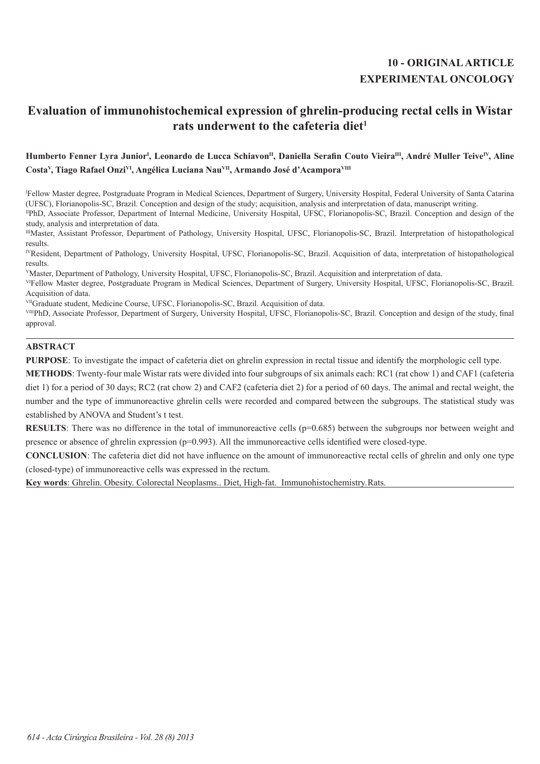**10 - ORIGINAL ARTICLE**
**EXPERIMENTAL ONCOLOGY**

# Evaluation of immunohistochemical expression of ghrelin-producing rectal cells in Wistar rats underwent to the cafeteria diet[1]

**Humberto Fenner Lyra Junior[I], Leonardo de Lucca Schiavon[II], Daniella Serafin Couto Vieira[III], André Muller Teive[IV], Aline Costa[V], Tiago Rafael Onzi[VI], Angélica Luciana Nau[VII], Armando José d'Acampora[VIII]**

[I]Fellow Master degree, Postgraduate Program in Medical Sciences, Department of Surgery, University Hospital, Federal University of Santa Catarina (UFSC), Florianopolis-SC, Brazil. Conception and design of the study; acquisition, analysis and interpretation of data, manuscript writing.

[II]PhD, Associate Professor, Department of Internal Medicine, University Hospital, UFSC, Florianopolis-SC, Brazil. Conception and design of the study, analysis and interpretation of data.

[III]Master, Assistant Professor, Department of Pathology, University Hospital, UFSC, Florianopolis-SC, Brazil. Interpretation of histopathological results.

[IV]Resident, Department of Pathology, University Hospital, UFSC, Florianopolis-SC, Brazil. Acquisition of data, interpretation of histopathological results.

[V]Master, Department of Pathology, University Hospital, UFSC, Florianopolis-SC, Brazil. Acquisition and interpretation of data.

[VI]Fellow Master degree, Postgraduate Program in Medical Sciences, Department of Surgery, University Hospital, UFSC, Florianopolis-SC, Brazil. Acquisition of data.

[VII]Graduate student, Medicine Course, UFSC, Florianopolis-SC, Brazil. Acquisition of data.

[VIII]PhD, Associate Professor, Department of Surgery, University Hospital, UFSC, Florianopolis-SC, Brazil. Conception and design of the study, final approval.

## ABSTRACT

**PURPOSE**: To investigate the impact of cafeteria diet on ghrelin expression in rectal tissue and identify the morphologic cell type.

**METHODS**: Twenty-four male Wistar rats were divided into four subgroups of six animals each: RC1 (rat chow 1) and CAF1 (cafeteria diet 1) for a period of 30 days; RC2 (rat chow 2) and CAF2 (cafeteria diet 2) for a period of 60 days. The animal and rectal weight, the number and the type of immunoreactive ghrelin cells were recorded and compared between the subgroups. The statistical study was established by ANOVA and Student's t test.

**RESULTS**: There was no difference in the total of immunoreactive cells ($p=0.685$) between the subgroups nor between weight and presence or absence of ghrelin expression ($p=0.993$). All the immunoreactive cells identified were closed-type.

**CONCLUSION**: The cafeteria diet did not have influence on the amount of immunoreactive rectal cells of ghrelin and only one type (closed-type) of immunoreactive cells was expressed in the rectum.

**Key words**: Ghrelin. Obesity. Colorectal Neoplasms.. Diet, High-fat. Immunohistochemistry.Rats.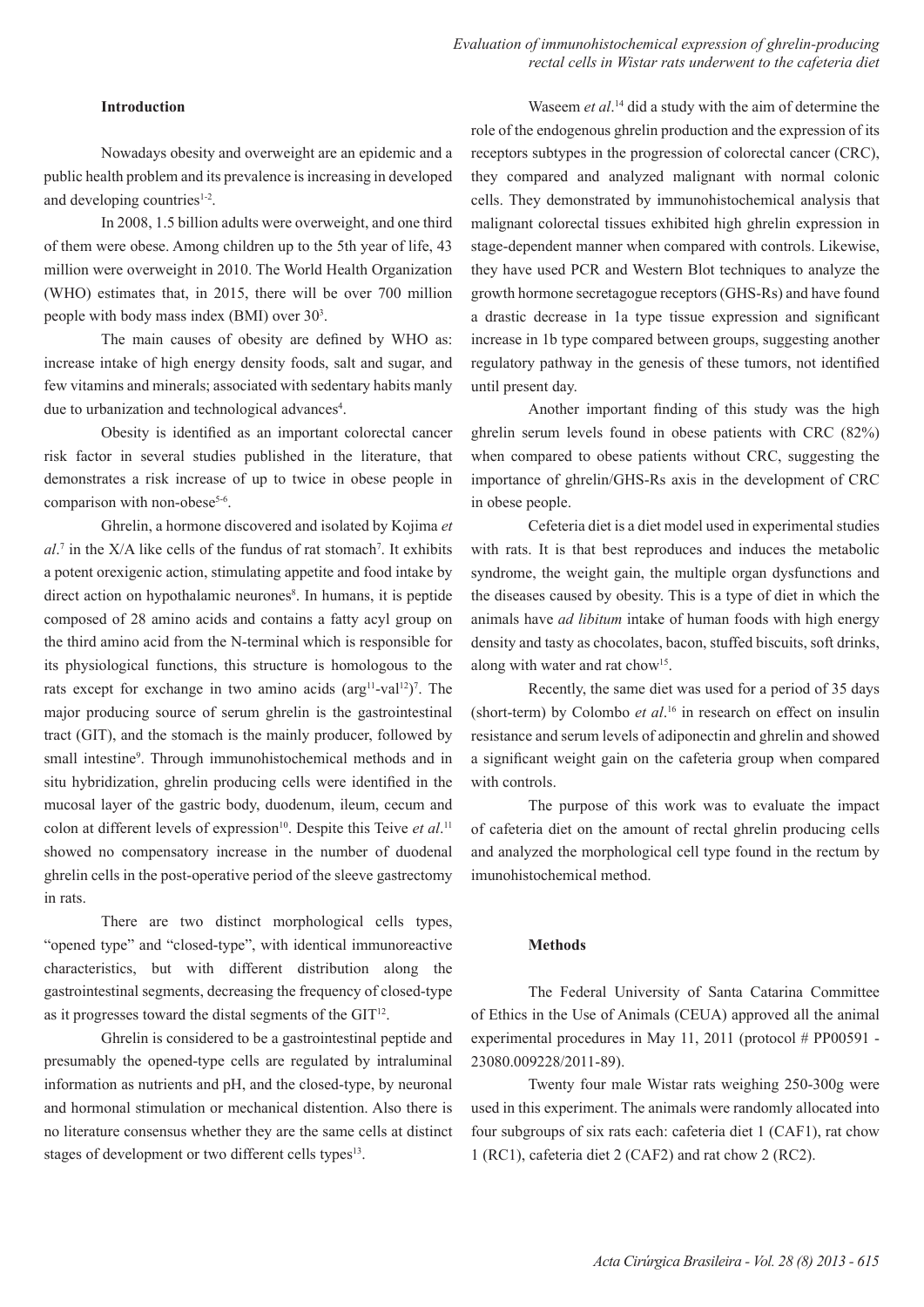## Introduction

Nowadays obesity and overweight are an epidemic and a public health problem and its prevalence is increasing in developed and developing countries[1-2].

In 2008, 1.5 billion adults were overweight, and one third of them were obese. Among children up to the 5th year of life, 43 million were overweight in 2010. The World Health Organization (WHO) estimates that, in 2015, there will be over 700 million people with body mass index (BMI) over 30[3].

The main causes of obesity are defined by WHO as: increase intake of high energy density foods, salt and sugar, and few vitamins and minerals; associated with sedentary habits manly due to urbanization and technological advances[4].

Obesity is identified as an important colorectal cancer risk factor in several studies published in the literature, that demonstrates a risk increase of up to twice in obese people in comparison with non-obese[5-6].

Ghrelin, a hormone discovered and isolated by Kojima *et al*.[7] in the X/A like cells of the fundus of rat stomach[7]. It exhibits a potent orexigenic action, stimulating appetite and food intake by direct action on hypothalamic neurones[8]. In humans, it is peptide composed of 28 amino acids and contains a fatty acyl group on the third amino acid from the N-terminal which is responsible for its physiological functions, this structure is homologous to the rats except for exchange in two amino acids ($arg^{11}$-$val^{12}$)[7]. The major producing source of serum ghrelin is the gastrointestinal tract (GIT), and the stomach is the mainly producer, followed by small intestine[9]. Through immunohistochemical methods and in situ hybridization, ghrelin producing cells were identified in the mucosal layer of the gastric body, duodenum, ileum, cecum and colon at different levels of expression[10]. Despite this Teive *et al*.[11] showed no compensatory increase in the number of duodenal ghrelin cells in the post-operative period of the sleeve gastrectomy in rats.

There are two distinct morphological cells types, "opened type" and "closed-type", with identical immunoreactive characteristics, but with different distribution along the gastrointestinal segments, decreasing the frequency of closed-type as it progresses toward the distal segments of the GIT[12].

Ghrelin is considered to be a gastrointestinal peptide and presumably the opened-type cells are regulated by intraluminal information as nutrients and pH, and the closed-type, by neuronal and hormonal stimulation or mechanical distention. Also there is no literature consensus whether they are the same cells at distinct stages of development or two different cells types[13].

Waseem *et al*.[14] did a study with the aim of determine the role of the endogenous ghrelin production and the expression of its receptors subtypes in the progression of colorectal cancer (CRC), they compared and analyzed malignant with normal colonic cells. They demonstrated by immunohistochemical analysis that malignant colorectal tissues exhibited high ghrelin expression in stage-dependent manner when compared with controls. Likewise, they have used PCR and Western Blot techniques to analyze the growth hormone secretagogue receptors (GHS-Rs) and have found a drastic decrease in 1a type tissue expression and significant increase in 1b type compared between groups, suggesting another regulatory pathway in the genesis of these tumors, not identified until present day.

Another important finding of this study was the high ghrelin serum levels found in obese patients with CRC (82%) when compared to obese patients without CRC, suggesting the importance of ghrelin/GHS-Rs axis in the development of CRC in obese people.

Cefeteria diet is a diet model used in experimental studies with rats. It is that best reproduces and induces the metabolic syndrome, the weight gain, the multiple organ dysfunctions and the diseases caused by obesity. This is a type of diet in which the animals have *ad libitum* intake of human foods with high energy density and tasty as chocolates, bacon, stuffed biscuits, soft drinks, along with water and rat chow[15].

Recently, the same diet was used for a period of 35 days (short-term) by Colombo *et al*.[16] in research on effect on insulin resistance and serum levels of adiponectin and ghrelin and showed a significant weight gain on the cafeteria group when compared with controls.

The purpose of this work was to evaluate the impact of cafeteria diet on the amount of rectal ghrelin producing cells and analyzed the morphological cell type found in the rectum by imunohistochemical method.

## Methods

The Federal University of Santa Catarina Committee of Ethics in the Use of Animals (CEUA) approved all the animal experimental procedures in May 11, 2011 (protocol # PP00591 - 23080.009228/2011-89).

Twenty four male Wistar rats weighing 250-300g were used in this experiment. The animals were randomly allocated into four subgroups of six rats each: cafeteria diet 1 (CAF1), rat chow 1 (RC1), cafeteria diet 2 (CAF2) and rat chow 2 (RC2).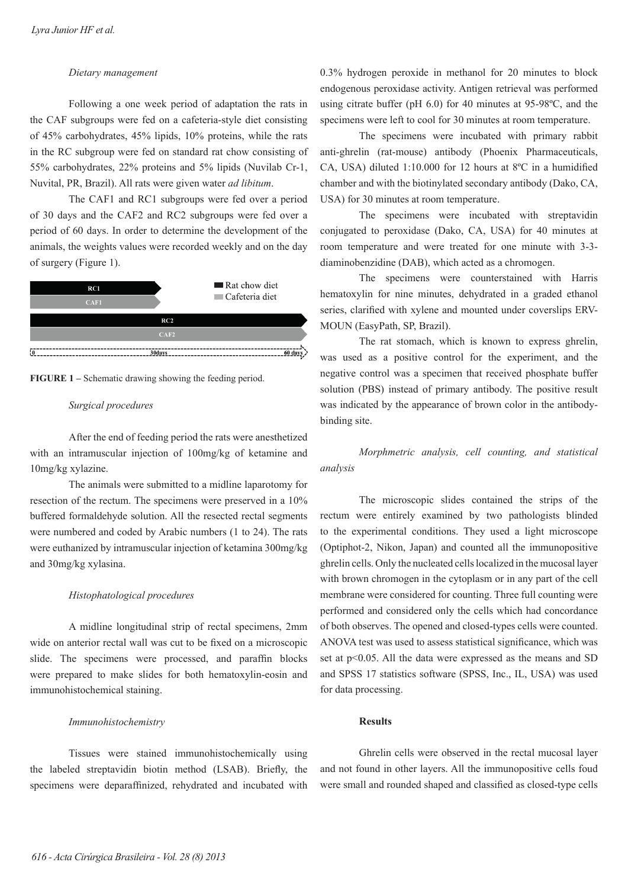*Dietary management*

Following a one week period of adaptation the rats in the CAF subgroups were fed on a cafeteria-style diet consisting of 45% carbohydrates, 45% lipids, 10% proteins, while the rats in the RC subgroup were fed on standard rat chow consisting of 55% carbohydrates, 22% proteins and 5% lipids (Nuvilab Cr-1, Nuvital, PR, Brazil). All rats were given water *ad libitum*.

The CAF1 and RC1 subgroups were fed over a period of 30 days and the CAF2 and RC2 subgroups were fed over a period of 60 days. In order to determine the development of the animals, the weights values were recorded weekly and on the day of surgery (Figure 1).

RC1 | CAF1 | RC2 | CAF2 | Rat chow diet | Cafeteria diet | 0 | 30days | 60 days

**FIGURE 1 –** Schematic drawing showing the feeding period.

*Surgical procedures*

After the end of feeding period the rats were anesthetized with an intramuscular injection of 100mg/kg of ketamine and 10mg/kg xylazine.

The animals were submitted to a midline laparotomy for resection of the rectum. The specimens were preserved in a 10% buffered formaldehyde solution. All the resected rectal segments were numbered and coded by Arabic numbers (1 to 24). The rats were euthanized by intramuscular injection of ketamina 300mg/kg and 30mg/kg xylasina.

*Histophatological procedures*

A midline longitudinal strip of rectal specimens, 2mm wide on anterior rectal wall was cut to be fixed on a microscopic slide. The specimens were processed, and paraffin blocks were prepared to make slides for both hematoxylin-eosin and immunohistochemical staining.

*Immunohistochemistry*

Tissues were stained immunohistochemically using the labeled streptavidin biotin method (LSAB). Briefly, the specimens were deparaffinized, rehydrated and incubated with 0.3% hydrogen peroxide in methanol for 20 minutes to block endogenous peroxidase activity. Antigen retrieval was performed using citrate buffer (pH 6.0) for 40 minutes at 95-98ºC, and the specimens were left to cool for 30 minutes at room temperature.

The specimens were incubated with primary rabbit anti-ghrelin (rat-mouse) antibody (Phoenix Pharmaceuticals, CA, USA) diluted 1:10.000 for 12 hours at 8ºC in a humidified chamber and with the biotinylated secondary antibody (Dako, CA, USA) for 30 minutes at room temperature.

The specimens were incubated with streptavidin conjugated to peroxidase (Dako, CA, USA) for 40 minutes at room temperature and were treated for one minute with 3-3-diaminobenzidine (DAB), which acted as a chromogen.

The specimens were counterstained with Harris hematoxylin for nine minutes, dehydrated in a graded ethanol series, clarified with xylene and mounted under coverslips ERV-MOUN (EasyPath, SP, Brazil).

The rat stomach, which is known to express ghrelin, was used as a positive control for the experiment, and the negative control was a specimen that received phosphate buffer solution (PBS) instead of primary antibody. The positive result was indicated by the appearance of brown color in the antibody-binding site.

*Morphmetric analysis, cell counting, and statistical analysis*

The microscopic slides contained the strips of the rectum were entirely examined by two pathologists blinded to the experimental conditions. They used a light microscope (Optiphot-2, Nikon, Japan) and counted all the immunopositive ghrelin cells. Only the nucleated cells localized in the mucosal layer with brown chromogen in the cytoplasm or in any part of the cell membrane were considered for counting. Three full counting were performed and considered only the cells which had concordance of both observes. The opened and closed-types cells were counted. ANOVA test was used to assess statistical significance, which was set at $p<0.05$. All the data were expressed as the means and SD and SPSS 17 statistics software (SPSS, Inc., IL, USA) was used for data processing.

**Results**

Ghrelin cells were observed in the rectal mucosal layer and not found in other layers. All the immunopositive cells foud were small and rounded shaped and classified as closed-type cells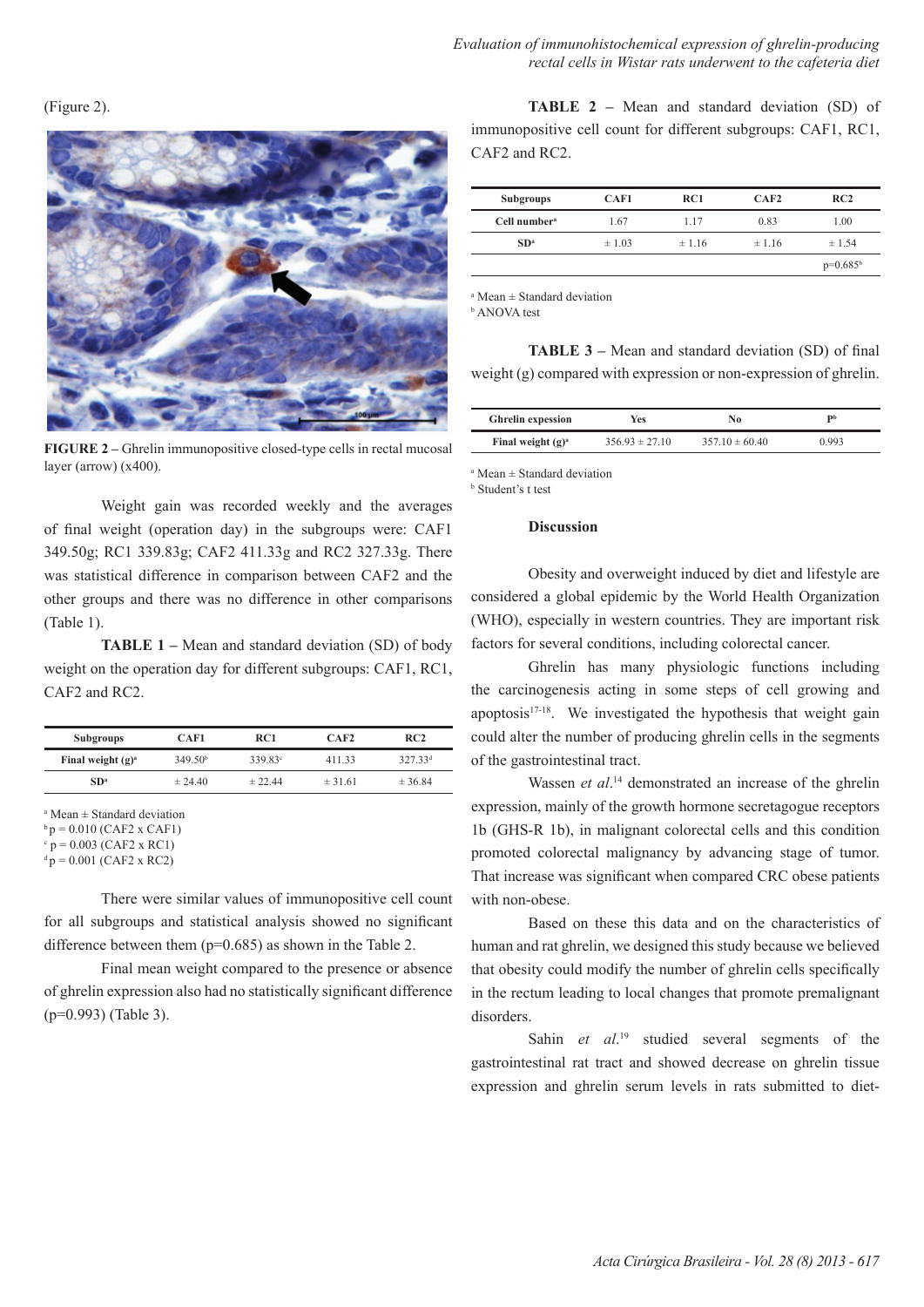(Figure 2).

**FIGURE 2 –** Ghrelin immunopositive closed-type cells in rectal mucosal layer (arrow) (x400).

Weight gain was recorded weekly and the averages of final weight (operation day) in the subgroups were: CAF1 349.50g; RC1 339.83g; CAF2 411.33g and RC2 327.33g. There was statistical difference in comparison between CAF2 and the other groups and there was no difference in other comparisons (Table 1).

**TABLE 1 –** Mean and standard deviation (SD) of body weight on the operation day for different subgroups: CAF1, RC1, CAF2 and RC2.

| Subgroups | CAF1 | RC1 | CAF2 | RC2 |
|---|---|---|---|---|
| Final weight (g)[a] | 349.50[b] | 339.83[c] | 411.33 | 327.33[d] |
| SD[a] | ± 24.40 | ± 22.44 | ± 31.61 | ± 36.84 |

[a] Mean ± Standard deviation
[b] p = 0.010 (CAF2 x CAF1)
[c] p = 0.003 (CAF2 x RC1)
[d] p = 0.001 (CAF2 x RC2)

There were similar values of immunopositive cell count for all subgroups and statistical analysis showed no significant difference between them (p=0.685) as shown in the Table 2.

Final mean weight compared to the presence or absence of ghrelin expression also had no statistically significant difference (p=0.993) (Table 3).

**TABLE 2 –** Mean and standard deviation (SD) of immunopositive cell count for different subgroups: CAF1, RC1, CAF2 and RC2.

| Subgroups | CAF1 | RC1 | CAF2 | RC2 |
|---|---|---|---|---|
| Cell number[a] | 1.67 | 1.17 | 0.83 | 1.00 |
| SD[a] | ± 1.03 | ± 1.16 | ± 1.16 | ± 1.54 |
| | | | | p=0.685[b] |

[a] Mean ± Standard deviation
[b] ANOVA test

**TABLE 3 –** Mean and standard deviation (SD) of final weight (g) compared with expression or non-expression of ghrelin.

| Ghrelin expression | Yes | No | P[b] |
|---|---|---|---|
| Final weight (g)[a] | 356.93 ± 27.10 | 357.10 ± 60.40 | 0.993 |

[a] Mean ± Standard deviation
[b] Student's t test

## Discussion

Obesity and overweight induced by diet and lifestyle are considered a global epidemic by the World Health Organization (WHO), especially in western countries. They are important risk factors for several conditions, including colorectal cancer.

Ghrelin has many physiologic functions including the carcinogenesis acting in some steps of cell growing and apoptosis[17-18]. We investigated the hypothesis that weight gain could alter the number of producing ghrelin cells in the segments of the gastrointestinal tract.

Wassen *et al*.[14] demonstrated an increase of the ghrelin expression, mainly of the growth hormone secretagogue receptors 1b (GHS-R 1b), in malignant colorectal cells and this condition promoted colorectal malignancy by advancing stage of tumor. That increase was significant when compared CRC obese patients with non-obese.

Based on these this data and on the characteristics of human and rat ghrelin, we designed this study because we believed that obesity could modify the number of ghrelin cells specifically in the rectum leading to local changes that promote premalignant disorders.

Sahin *et al*.[19] studied several segments of the gastrointestinal rat tract and showed decrease on ghrelin tissue expression and ghrelin serum levels in rats submitted to diet-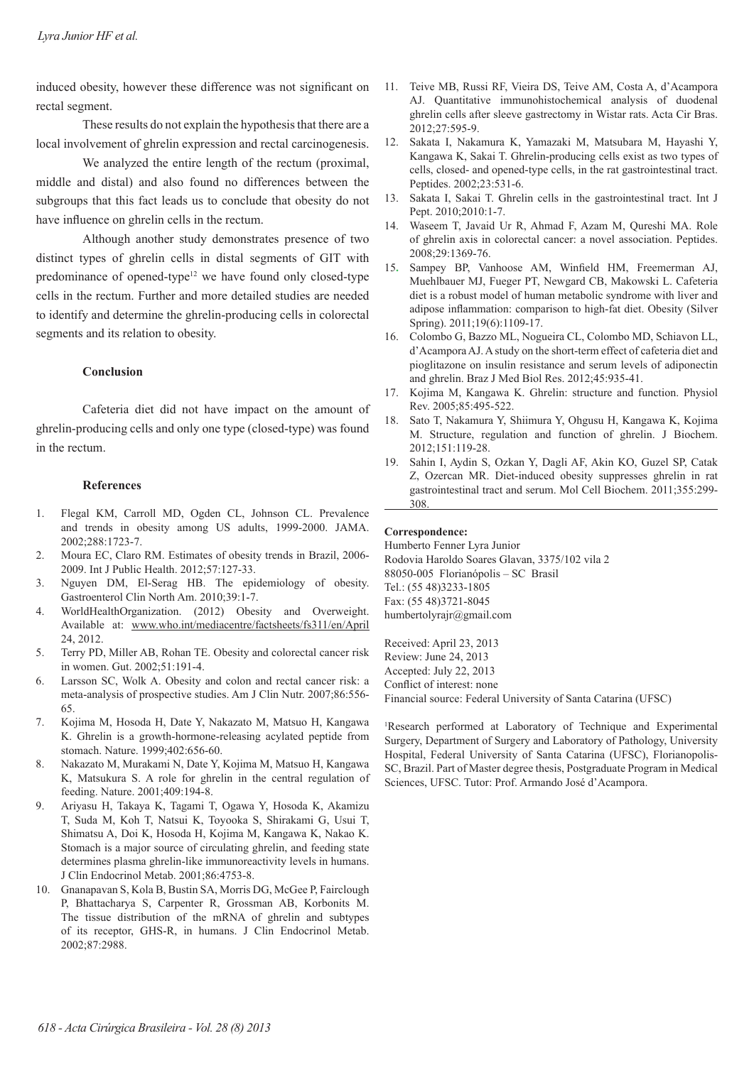induced obesity, however these difference was not significant on rectal segment.

These results do not explain the hypothesis that there are a local involvement of ghrelin expression and rectal carcinogenesis.

We analyzed the entire length of the rectum (proximal, middle and distal) and also found no differences between the subgroups that this fact leads us to conclude that obesity do not have influence on ghrelin cells in the rectum.

Although another study demonstrates presence of two distinct types of ghrelin cells in distal segments of GIT with predominance of opened-type[12] we have found only closed-type cells in the rectum. Further and more detailed studies are needed to identify and determine the ghrelin-producing cells in colorectal segments and its relation to obesity.

## Conclusion

Cafeteria diet did not have impact on the amount of ghrelin-producing cells and only one type (closed-type) was found in the rectum.

## References

1. Flegal KM, Carroll MD, Ogden CL, Johnson CL. Prevalence and trends in obesity among US adults, 1999-2000. JAMA. 2002;288:1723-7.
2. Moura EC, Claro RM. Estimates of obesity trends in Brazil, 2006-2009. Int J Public Health. 2012;57:127-33.
3. Nguyen DM, El-Serag HB. The epidemiology of obesity. Gastroenterol Clin North Am. 2010;39:1-7.
4. WorldHealthOrganization. (2012) Obesity and Overweight. Available at: www.who.int/mediacentre/factsheets/fs311/en/April 24, 2012.
5. Terry PD, Miller AB, Rohan TE. Obesity and colorectal cancer risk in women. Gut. 2002;51:191-4.
6. Larsson SC, Wolk A. Obesity and colon and rectal cancer risk: a meta-analysis of prospective studies. Am J Clin Nutr. 2007;86:556-65.
7. Kojima M, Hosoda H, Date Y, Nakazato M, Matsuo H, Kangawa K. Ghrelin is a growth-hormone-releasing acylated peptide from stomach. Nature. 1999;402:656-60.
8. Nakazato M, Murakami N, Date Y, Kojima M, Matsuo H, Kangawa K, Matsukura S. A role for ghrelin in the central regulation of feeding. Nature. 2001;409:194-8.
9. Ariyasu H, Takaya K, Tagami T, Ogawa Y, Hosoda K, Akamizu T, Suda M, Koh T, Natsui K, Toyooka S, Shirakami G, Usui T, Shimatsu A, Doi K, Hosoda H, Kojima M, Kangawa K, Nakao K. Stomach is a major source of circulating ghrelin, and feeding state determines plasma ghrelin-like immunoreactivity levels in humans. J Clin Endocrinol Metab. 2001;86:4753-8.
10. Gnanapavan S, Kola B, Bustin SA, Morris DG, McGee P, Fairclough P, Bhattacharya S, Carpenter R, Grossman AB, Korbonits M. The tissue distribution of the mRNA of ghrelin and subtypes of its receptor, GHS-R, in humans. J Clin Endocrinol Metab. 2002;87:2988.
11. Teive MB, Russi RF, Vieira DS, Teive AM, Costa A, d'Acampora AJ. Quantitative immunohistochemical analysis of duodenal ghrelin cells after sleeve gastrectomy in Wistar rats. Acta Cir Bras. 2012;27:595-9.
12. Sakata I, Nakamura K, Yamazaki M, Matsubara M, Hayashi Y, Kangawa K, Sakai T. Ghrelin-producing cells exist as two types of cells, closed- and opened-type cells, in the rat gastrointestinal tract. Peptides. 2002;23:531-6.
13. Sakata I, Sakai T. Ghrelin cells in the gastrointestinal tract. Int J Pept. 2010;2010:1-7.
14. Waseem T, Javaid Ur R, Ahmad F, Azam M, Qureshi MA. Role of ghrelin axis in colorectal cancer: a novel association. Peptides. 2008;29:1369-76.
15. Sampey BP, Vanhoose AM, Winfield HM, Freemerman AJ, Muehlbauer MJ, Fueger PT, Newgard CB, Makowski L. Cafeteria diet is a robust model of human metabolic syndrome with liver and adipose inflammation: comparison to high-fat diet. Obesity (Silver Spring). 2011;19(6):1109-17.
16. Colombo G, Bazzo ML, Nogueira CL, Colombo MD, Schiavon LL, d'Acampora AJ. A study on the short-term effect of cafeteria diet and pioglitazone on insulin resistance and serum levels of adiponectin and ghrelin. Braz J Med Biol Res. 2012;45:935-41.
17. Kojima M, Kangawa K. Ghrelin: structure and function. Physiol Rev. 2005;85:495-522.
18. Sato T, Nakamura Y, Shiimura Y, Ohgusu H, Kangawa K, Kojima M. Structure, regulation and function of ghrelin. J Biochem. 2012;151:119-28.
19. Sahin I, Aydin S, Ozkan Y, Dagli AF, Akin KO, Guzel SP, Catak Z, Ozercan MR. Diet-induced obesity suppresses ghrelin in rat gastrointestinal tract and serum. Mol Cell Biochem. 2011;355:299-308.

**Correspondence:**
Humberto Fenner Lyra Junior
Rodovia Haroldo Soares Glavan, 3375/102 vila 2
88050-005 Florianópolis – SC Brasil
Tel.: (55 48)3233-1805
Fax: (55 48)3721-8045
humbertolyrajr@gmail.com

Received: April 23, 2013
Review: June 24, 2013
Accepted: July 22, 2013
Conflict of interest: none
Financial source: Federal University of Santa Catarina (UFSC)

[1]Research performed at Laboratory of Technique and Experimental Surgery, Department of Surgery and Laboratory of Pathology, University Hospital, Federal University of Santa Catarina (UFSC), Florianopolis-SC, Brazil. Part of Master degree thesis, Postgraduate Program in Medical Sciences, UFSC. Tutor: Prof. Armando José d'Acampora.